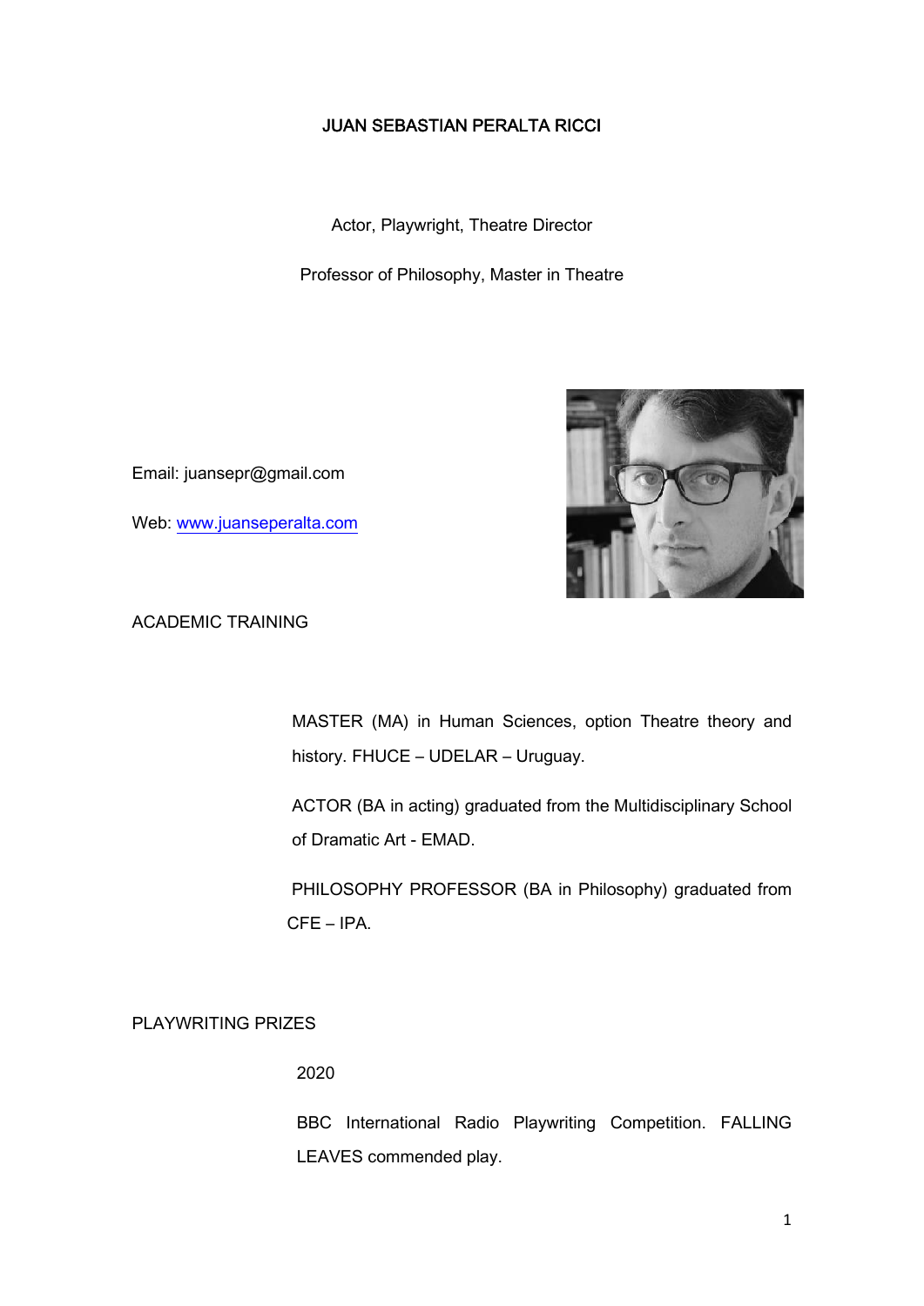# JUAN SEBASTIAN PERALTA RICCI

Actor, Playwright, Theatre Director

Professor of Philosophy, Master in Theatre

Email: juansepr@gmail.com

Web: [www.juanseperalta.com](http://www.juanseperalta.com)

## ACADEMIC TRAINING

MASTER (MA) in Human Sciences, option Theatre theory and history. FHUCE – UDELAR – Uruguay.

ACTOR (BA in acting) graduated from the Multidisciplinary School of Dramatic Art - EMAD.

PHILOSOPHY PROFESSOR (BA in Philosophy) graduated from CFE – IPA.

## PLAYWRITING PRIZES

2020

BBC International Radio Playwriting Competition. FALLING LEAVES commended play.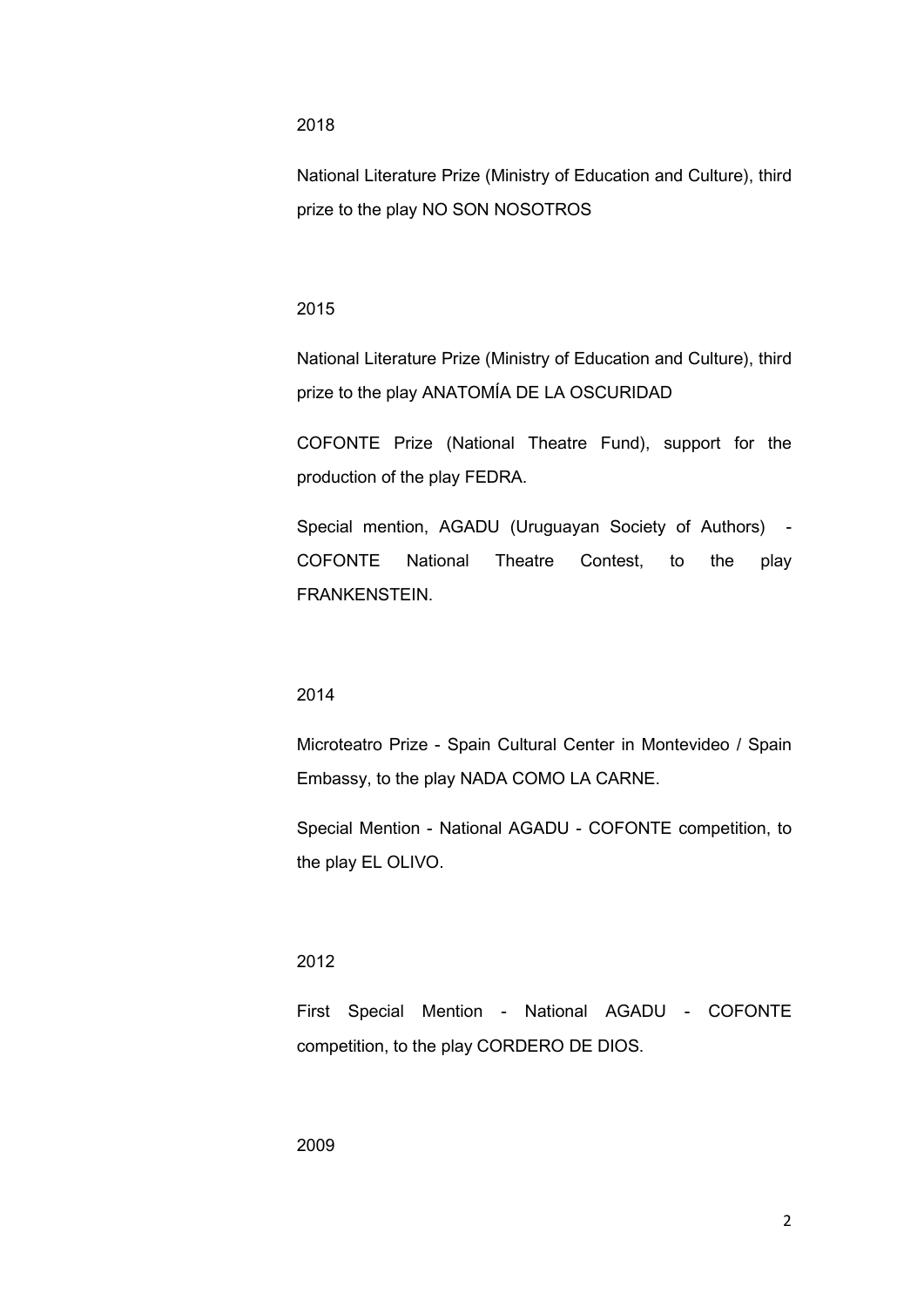2018

National Literature Prize (Ministry of Education and Culture), third prize to the play NO SON NOSOTROS

2015

National Literature Prize (Ministry of Education and Culture), third prize to the play ANATOMÍA DE LA OSCURIDAD

COFONTE Prize (National Theatre Fund), support for the production of the play FEDRA.

Special mention, AGADU (Uruguayan Society of Authors) - COFONTE National Theatre Contest, to the play FRANKENSTEIN.

2014

Microteatro Prize - Spain Cultural Center in Montevideo / Spain Embassy, to the play NADA COMO LA CARNE.

Special Mention - National AGADU - COFONTE competition, to the play EL OLIVO.

2012

First Special Mention - National AGADU - COFONTE competition, to the play CORDERO DE DIOS.

2009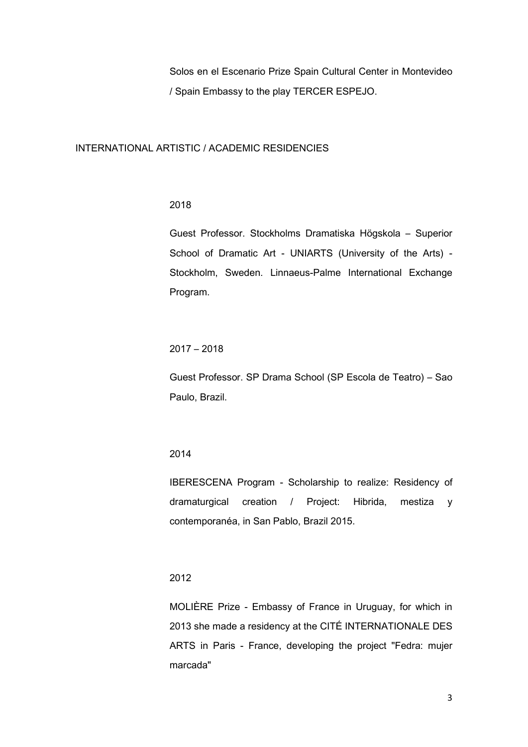Solos en el Escenario Prize Spain Cultural Center in Montevideo / Spain Embassy to the play TERCER ESPEJO.

## INTERNATIONAL ARTISTIC / ACADEMIC RESIDENCIES

2018

Guest Professor. Stockholms Dramatiska Högskola – Superior School of Dramatic Art - UNIARTS (University of the Arts) - Stockholm, Sweden. Linnaeus-Palme International Exchange Program.

2017 – 2018

Guest Professor. SP Drama School (SP Escola de Teatro) – Sao Paulo, Brazil.

2014

IBERESCENA Program - Scholarship to realize: Residency of dramaturgical creation / Project: Hibrida, mestiza y contemporanéa, in San Pablo, Brazil 2015.

2012

MOLIÈRE Prize - Embassy of France in Uruguay, for which in 2013 she made a residency at the CITÉ INTERNATIONALE DES ARTS in Paris - France, developing the project "Fedra: mujer marcada"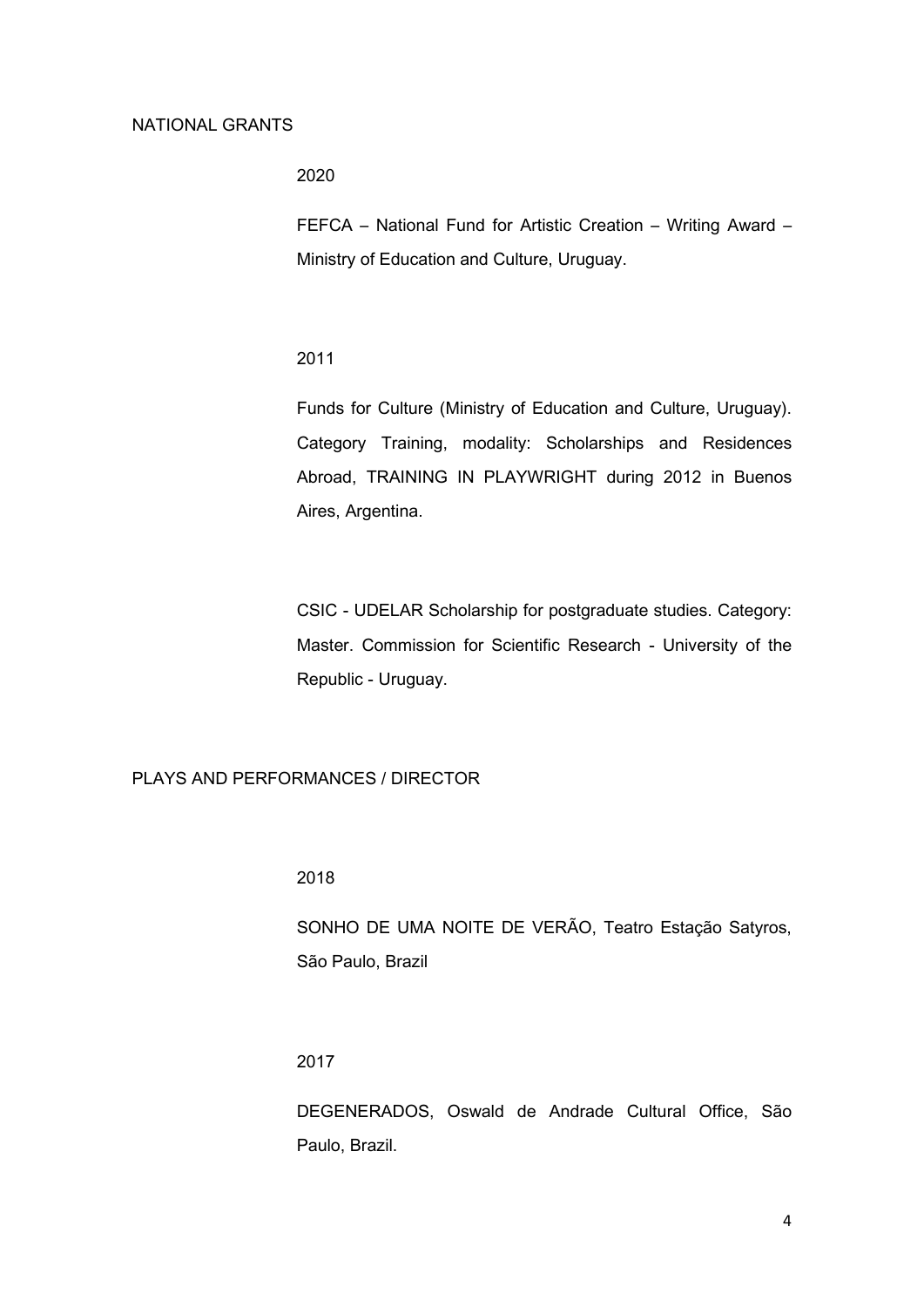## NATIONAL GRANTS

2020

FEFCA – National Fund for Artistic Creation – Writing Award – Ministry of Education and Culture, Uruguay.

2011

Funds for Culture (Ministry of Education and Culture, Uruguay). Category Training, modality: Scholarships and Residences Abroad, TRAINING IN PLAYWRIGHT during 2012 in Buenos Aires, Argentina.

CSIC - UDELAR Scholarship for postgraduate studies. Category: Master. Commission for Scientific Research - University of the Republic - Uruguay.

## PLAYS AND PERFORMANCES / DIRECTOR

2018

SONHO DE UMA NOITE DE VERÃO, Teatro Estação Satyros, São Paulo, Brazil

2017

DEGENERADOS, Oswald de Andrade Cultural Office, São Paulo, Brazil.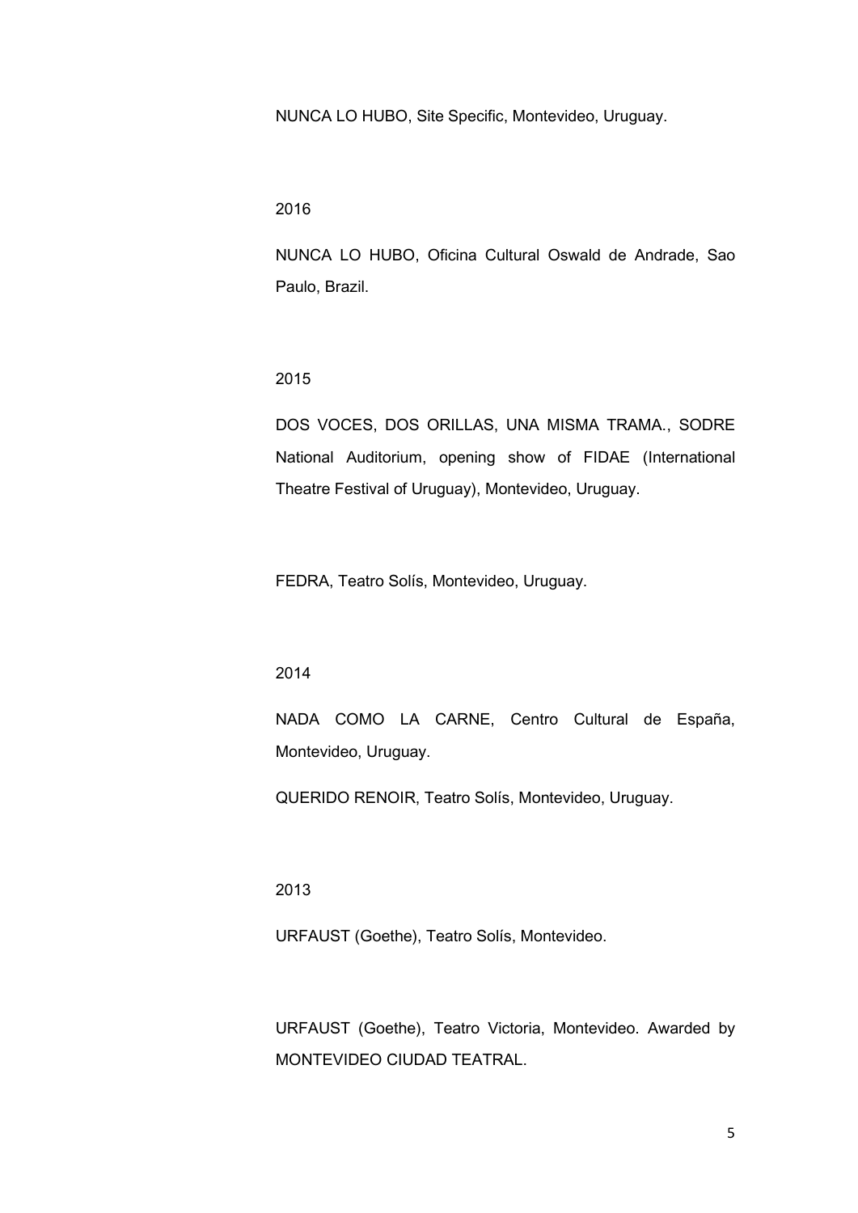NUNCA LO HUBO, Site Specific, Montevideo, Uruguay.

2016

NUNCA LO HUBO, Oficina Cultural Oswald de Andrade, Sao Paulo, Brazil.

2015

DOS VOCES, DOS ORILLAS, UNA MISMA TRAMA., SODRE National Auditorium, opening show of FIDAE (International Theatre Festival of Uruguay), Montevideo, Uruguay.

FEDRA, Teatro Solís, Montevideo, Uruguay.

2014

NADA COMO LA CARNE, Centro Cultural de España, Montevideo, Uruguay.

QUERIDO RENOIR, Teatro Solís, Montevideo, Uruguay.

2013

URFAUST (Goethe), Teatro Solís, Montevideo.

URFAUST (Goethe), Teatro Victoria, Montevideo. Awarded by MONTEVIDEO CIUDAD TEATRAL.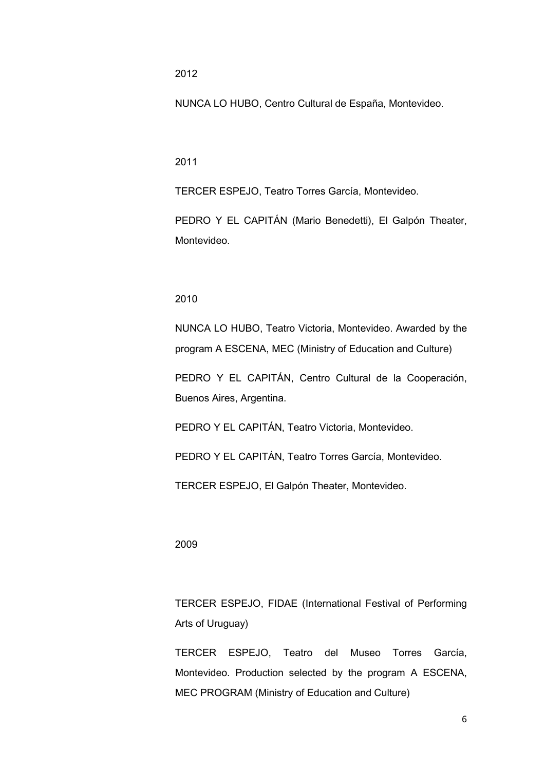2012

NUNCA LO HUBO, Centro Cultural de España, Montevideo.

2011

TERCER ESPEJO, Teatro Torres García, Montevideo.

PEDRO Y EL CAPITÁN (Mario Benedetti), El Galpón Theater, Montevideo.

2010

NUNCA LO HUBO, Teatro Victoria, Montevideo. Awarded by the program A ESCENA, MEC (Ministry of Education and Culture)

PEDRO Y EL CAPITÁN, Centro Cultural de la Cooperación, Buenos Aires, Argentina.

PEDRO Y EL CAPITÁN, Teatro Victoria, Montevideo.

PEDRO Y EL CAPITÁN, Teatro Torres García, Montevideo.

TERCER ESPEJO, El Galpón Theater, Montevideo.

2009

TERCER ESPEJO, FIDAE (International Festival of Performing Arts of Uruguay)

TERCER ESPEJO, Teatro del Museo Torres García, Montevideo. Production selected by the program A ESCENA, MEC PROGRAM (Ministry of Education and Culture)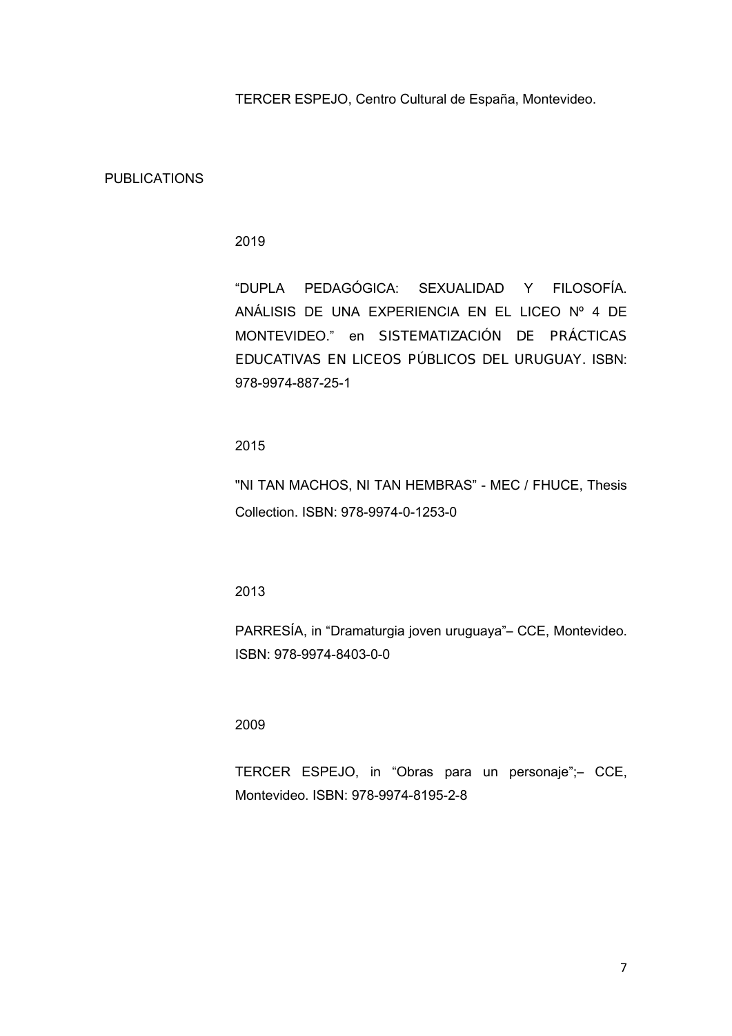TERCER ESPEJO, Centro Cultural de España, Montevideo.

## PUBLICATIONS

2019

"DUPLA PEDAGÓGICA: SEXUALIDAD Y FILOSOFÍA. ANÁLISIS DE UNA EXPERIENCIA EN EL LICEO Nº 4 DE MONTEVIDEO." en SISTEMATIZACIÓN DE PRÁCTICAS EDUCATIVAS EN LICEOS PÚBLICOS DEL URUGUAY. ISBN: 978-9974-887-25-1

2015

"NI TAN MACHOS, NI TAN HEMBRAS" - MEC / FHUCE, Thesis Collection. ISBN: 978-9974-0-1253-0

2013

PARRESÍA, in "Dramaturgia joven uruguaya"– CCE, Montevideo. ISBN: 978-9974-8403-0-0

2009

TERCER ESPEJO, in "Obras para un personaje";– CCE, Montevideo. ISBN: 978-9974-8195-2-8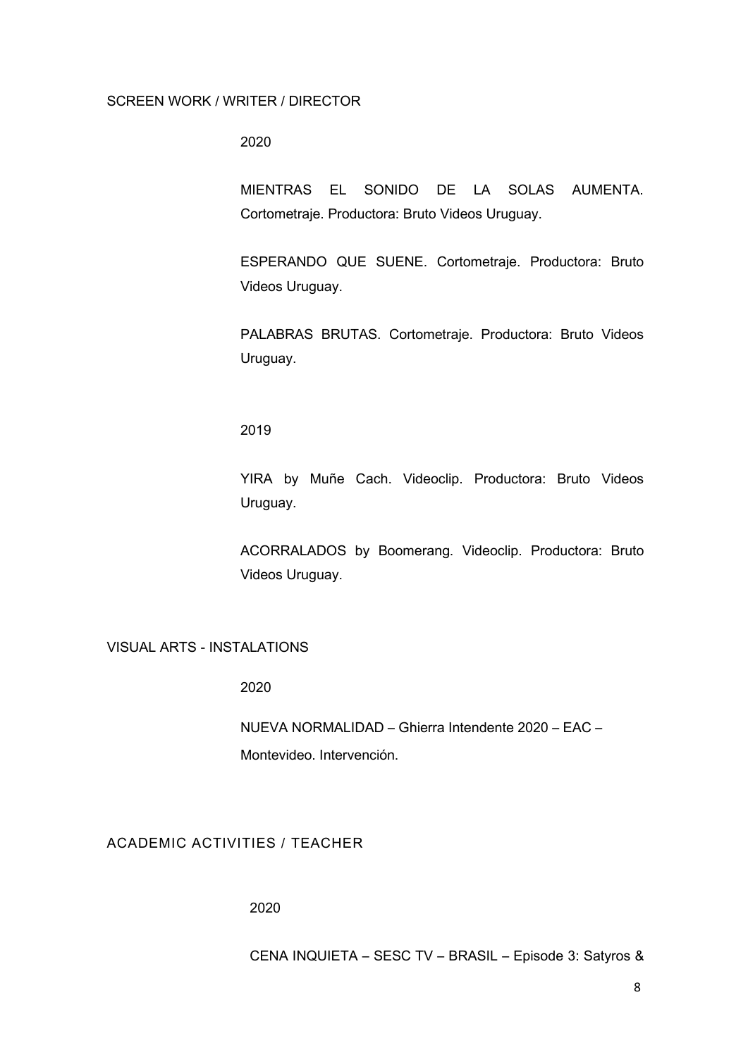## SCREEN WORK / WRITER / DIRECTOR

2020

MIENTRAS EL SONIDO DE LA SOLAS AUMENTA. Cortometraje. Productora: Bruto Videos Uruguay.

ESPERANDO QUE SUENE. Cortometraje. Productora: Bruto Videos Uruguay.

PALABRAS BRUTAS. Cortometraje. Productora: Bruto Videos Uruguay.

2019

YIRA by Muñe Cach. Videoclip. Productora: Bruto Videos Uruguay.

ACORRALADOS by Boomerang. Videoclip. Productora: Bruto Videos Uruguay.

## VISUAL ARTS - INSTALATIONS

2020

NUEVA NORMALIDAD – Ghierra Intendente 2020 – EAC – Montevideo. Intervención.

## ACADEMIC ACTIVITIES / TEACHER

2020

CENA INQUIETA – SESC TV – BRASIL – Episode 3: Satyros &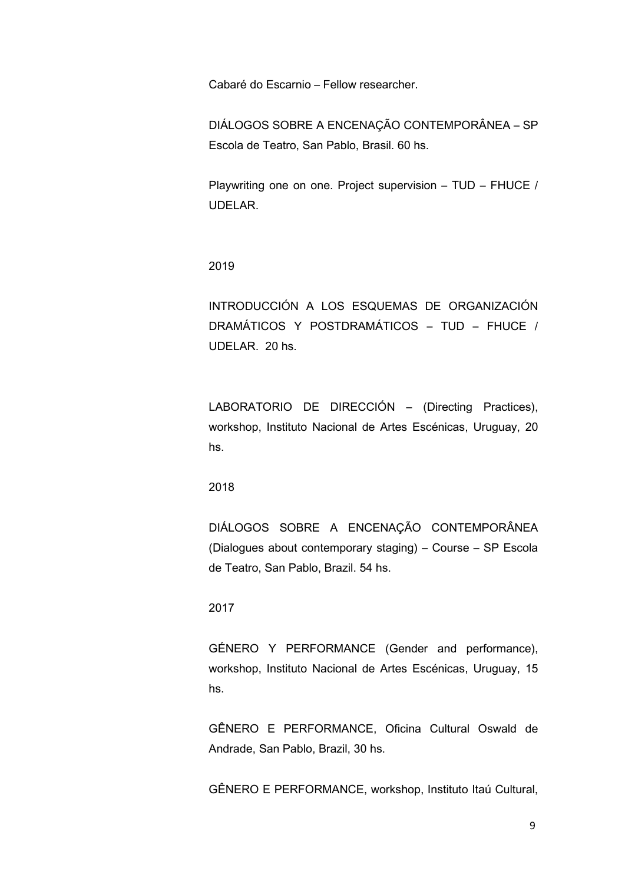Cabaré do Escarnio – Fellow researcher.

DIÁLOGOS SOBRE A ENCENAÇÃO CONTEMPORÂNEA – SP Escola de Teatro, San Pablo, Brasil. 60 hs.

Playwriting one on one. Project supervision – TUD – FHUCE / UDELAR.

2019

INTRODUCCIÓN A LOS ESQUEMAS DE ORGANIZACIÓN DRAMÁTICOS Y POSTDRAMÁTICOS – TUD – FHUCE / UDELAR. 20 hs.

LABORATORIO DE DIRECCIÓN – (Directing Practices), workshop, Instituto Nacional de Artes Escénicas, Uruguay, 20 hs.

2018

DIÁLOGOS SOBRE A ENCENAÇÃO CONTEMPORÂNEA (Dialogues about contemporary staging) – Course – SP Escola de Teatro, San Pablo, Brazil. 54 hs.

2017

GÉNERO Y PERFORMANCE (Gender and performance), workshop, Instituto Nacional de Artes Escénicas, Uruguay, 15 hs.

GÊNERO E PERFORMANCE, Oficina Cultural Oswald de Andrade, San Pablo, Brazil, 30 hs.

GÊNERO E PERFORMANCE, workshop, Instituto Itaú Cultural,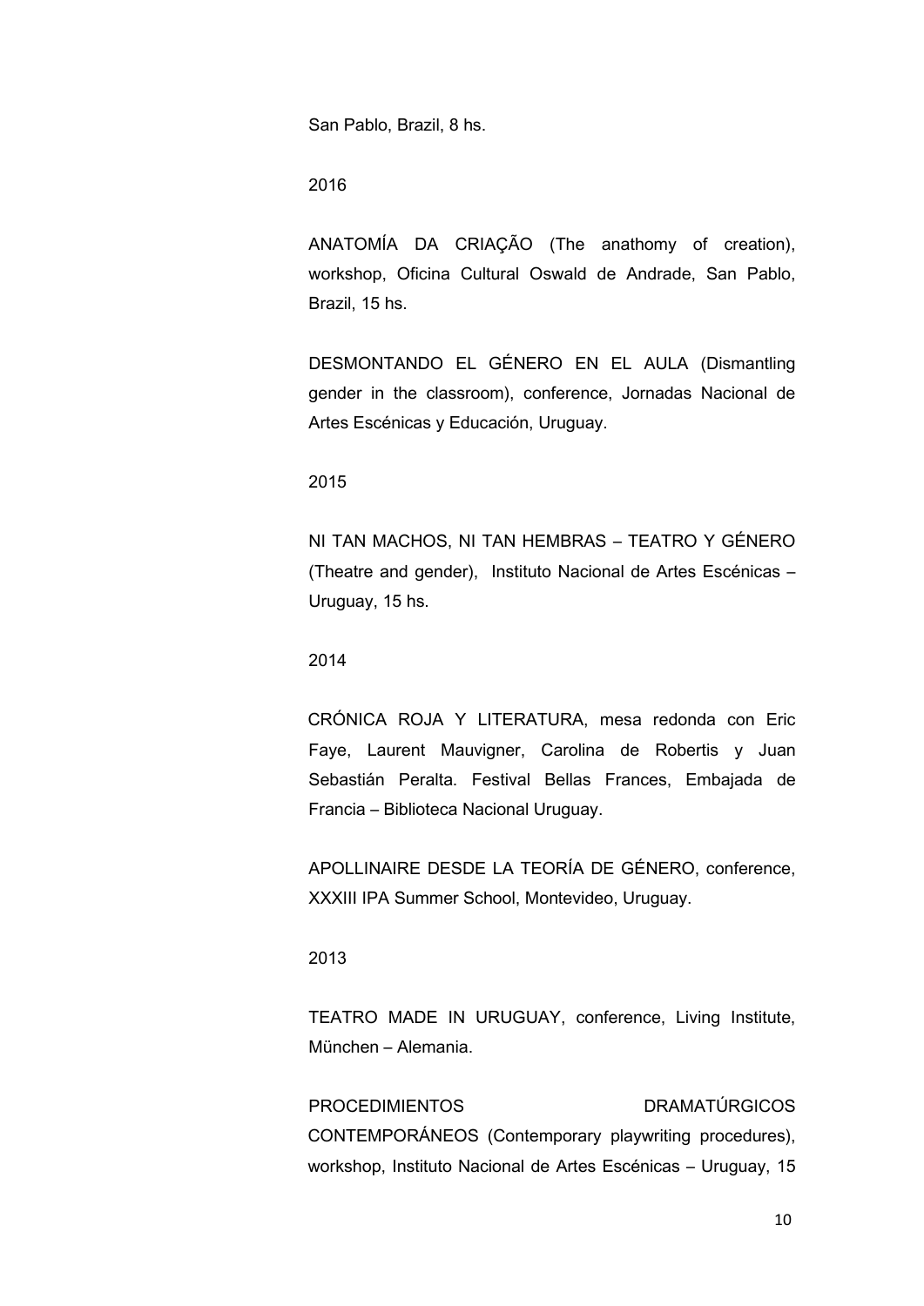San Pablo, Brazil, 8 hs.

2016

ANATOMÍA DA CRIAÇÃO (The anathomy of creation), workshop, Oficina Cultural Oswald de Andrade, San Pablo, Brazil, 15 hs.

DESMONTANDO EL GÉNERO EN EL AULA (Dismantling gender in the classroom), conference, Jornadas Nacional de Artes Escénicas y Educación, Uruguay.

2015

NI TAN MACHOS, NI TAN HEMBRAS – TEATRO Y GÉNERO (Theatre and gender), Instituto Nacional de Artes Escénicas – Uruguay, 15 hs.

2014

CRÓNICA ROJA Y LITERATURA, mesa redonda con Eric Faye, Laurent Mauvigner, Carolina de Robertis y Juan Sebastián Peralta. Festival Bellas Frances, Embajada de Francia – Biblioteca Nacional Uruguay.

APOLLINAIRE DESDE LA TEORÍA DE GÉNERO, conference, XXXIII IPA Summer School, Montevideo, Uruguay.

2013

TEATRO MADE IN URUGUAY, conference, Living Institute, München – Alemania.

PROCEDIMIENTOS DRAMATÚRGICOS CONTEMPORÁNEOS (Contemporary playwriting procedures), workshop, Instituto Nacional de Artes Escénicas – Uruguay, 15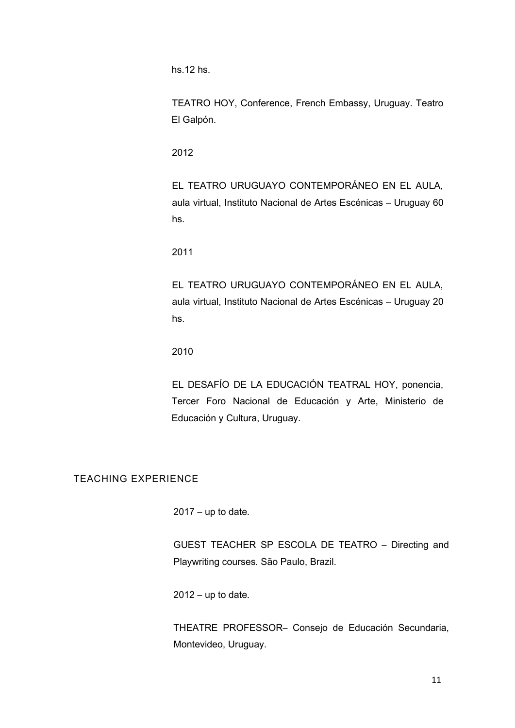hs.12 hs.

TEATRO HOY, Conference, French Embassy, Uruguay. Teatro El Galpón.

2012

EL TEATRO URUGUAYO CONTEMPORÁNEO EN EL AULA, aula virtual, Instituto Nacional de Artes Escénicas – Uruguay 60 hs.

2011

EL TEATRO URUGUAYO CONTEMPORÁNEO EN EL AULA, aula virtual, Instituto Nacional de Artes Escénicas – Uruguay 20 hs.

2010

EL DESAFÍO DE LA EDUCACIÓN TEATRAL HOY, ponencia, Tercer Foro Nacional de Educación y Arte, Ministerio de Educación y Cultura, Uruguay.

## TEACHING EXPERIENCE

2017 – up to date.

GUEST TEACHER SP ESCOLA DE TEATRO – Directing and Playwriting courses. São Paulo, Brazil.

2012 – up to date.

THEATRE PROFESSOR– Consejo de Educación Secundaria, Montevideo, Uruguay.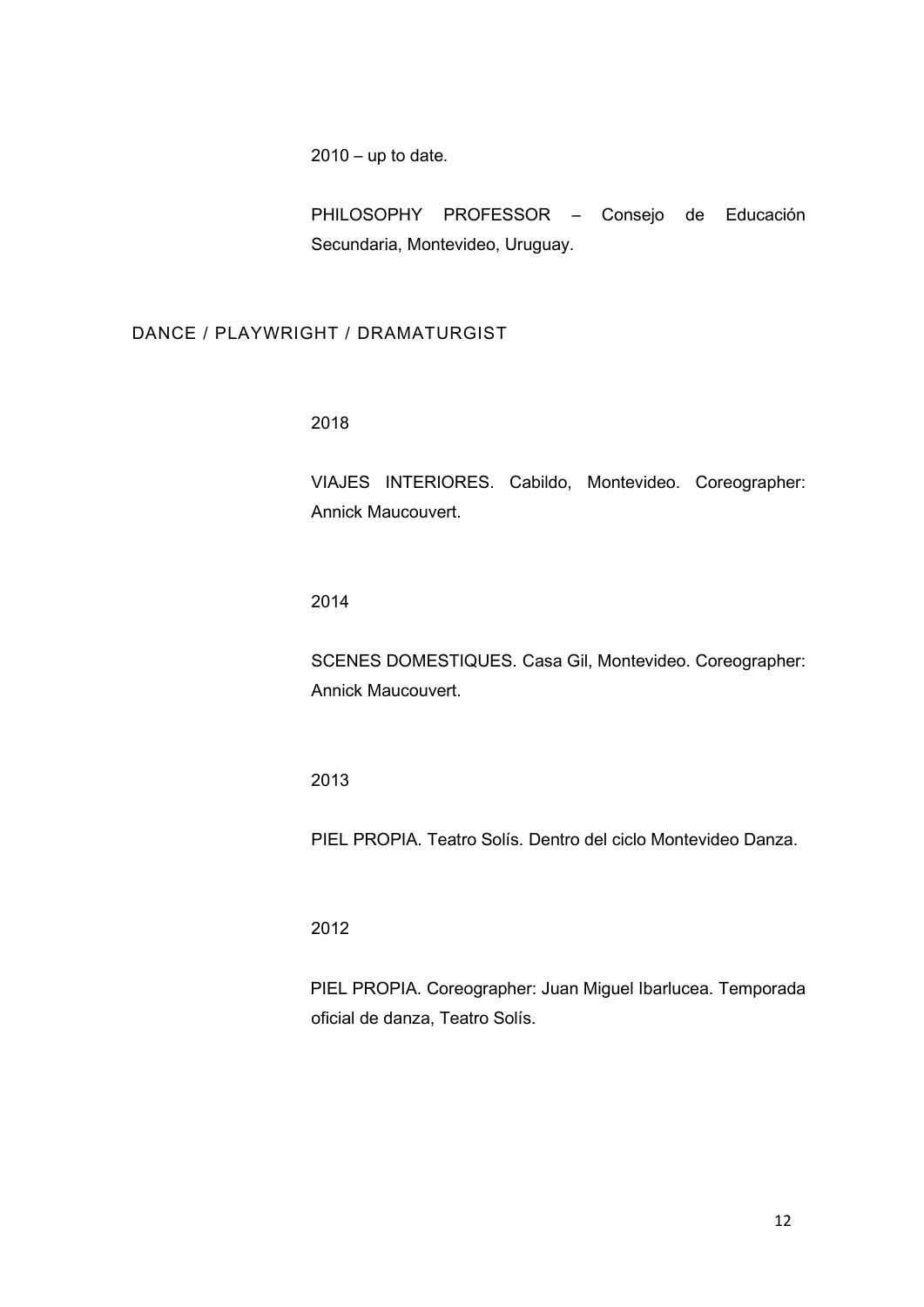2010 – up to date.

PHILOSOPHY PROFESSOR – Consejo de Educación Secundaria, Montevideo, Uruguay.

## DANCE / PLAYWRIGHT / DRAMATURGIST

2018

VIAJES INTERIORES. Cabildo, Montevideo. Coreographer: Annick Maucouvert.

2014

SCENES DOMESTIQUES. Casa Gil, Montevideo. Coreographer: Annick Maucouvert.

2013

PIEL PROPIA. Teatro Solís. Dentro del ciclo Montevideo Danza.

2012

PIEL PROPIA. Coreographer: Juan Miguel Ibarlucea. Temporada oficial de danza, Teatro Solís.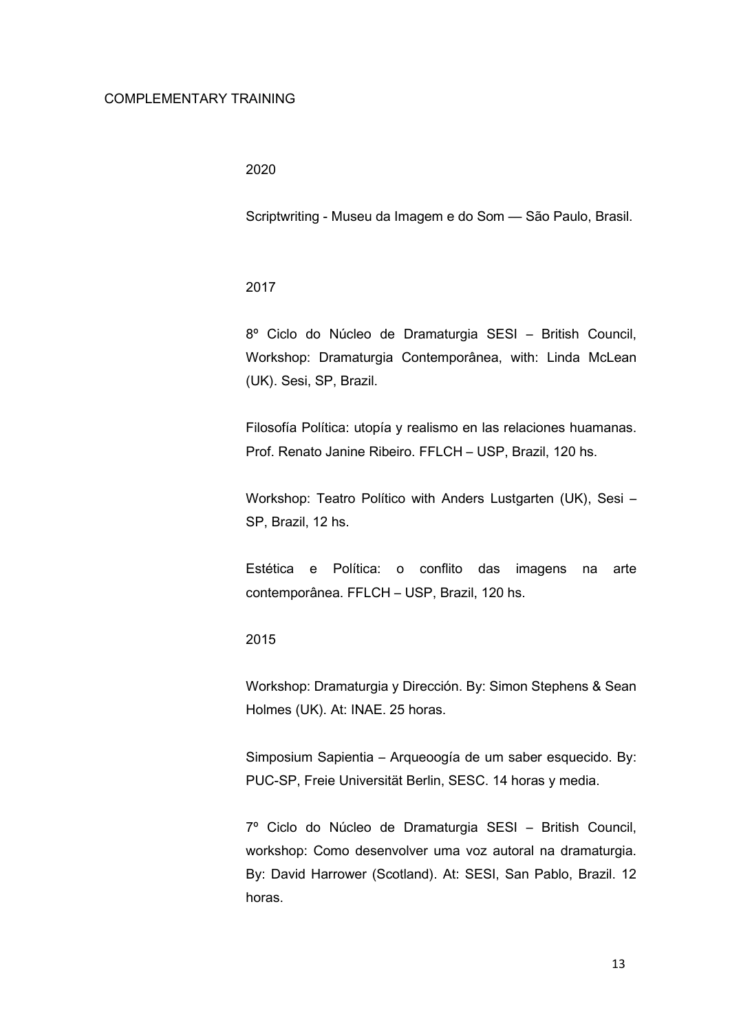## COMPLEMENTARY TRAINING

### 2020

Scriptwriting - Museu da Imagem e do Som — São Paulo, Brasil.

### 2017

8º Ciclo do Núcleo de Dramaturgia SESI – British Council, Workshop: Dramaturgia Contemporânea, with: Linda McLean (UK). Sesi, SP, Brazil.

Filosofía Política: utopía y realismo en las relaciones huamanas. Prof. Renato Janine Ribeiro. FFLCH – USP, Brazil, 120 hs.

Workshop: Teatro Político with Anders Lustgarten (UK), Sesi – SP, Brazil, 12 hs.

Estética e Política: o conflito das imagens na arte contemporânea. FFLCH – USP, Brazil, 120 hs.

### 2015

Workshop: Dramaturgia y Dirección. By: Simon Stephens & Sean Holmes (UK). At: INAE. 25 horas.

Simposium Sapientia – Arqueoogía de um saber esquecido. By: PUC-SP, Freie Universität Berlin, SESC. 14 horas y media.

7º Ciclo do Núcleo de Dramaturgia SESI – British Council, workshop: Como desenvolver uma voz autoral na dramaturgia. By: David Harrower (Scotland). At: SESI, San Pablo, Brazil. 12 horas.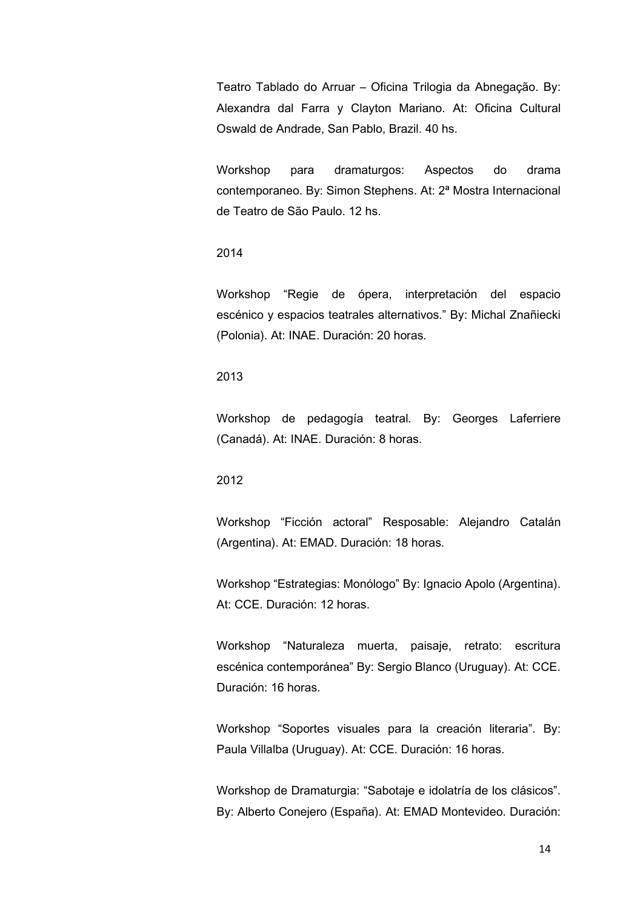Teatro Tablado do Arruar – Oficina Trilogia da Abnegação. By: Alexandra dal Farra y Clayton Mariano. At: Oficina Cultural Oswald de Andrade, San Pablo, Brazil. 40 hs.

Workshop para dramaturgos: Aspectos do drama contemporaneo. By: Simon Stephens. At: 2ª Mostra Internacional de Teatro de São Paulo. 12 hs.

2014

Workshop "Regie de ópera, interpretación del espacio escénico y espacios teatrales alternativos." By: Michal Znañiecki (Polonia). At: INAE. Duración: 20 horas.

2013

Workshop de pedagogía teatral. By: Georges Laferriere (Canadá). At: INAE. Duración: 8 horas.

2012

Workshop "Ficción actoral" Resposable: Alejandro Catalán (Argentina). At: EMAD. Duración: 18 horas.

Workshop "Estrategias: Monólogo" By: Ignacio Apolo (Argentina). At: CCE. Duración: 12 horas.

Workshop "Naturaleza muerta, paisaje, retrato: escritura escénica contemporánea" By: Sergio Blanco (Uruguay). At: CCE. Duración: 16 horas.

Workshop "Soportes visuales para la creación literaria". By: Paula Villalba (Uruguay). At: CCE. Duración: 16 horas.

Workshop de Dramaturgia: "Sabotaje e idolatría de los clásicos". By: Alberto Conejero (España). At: EMAD Montevideo. Duración: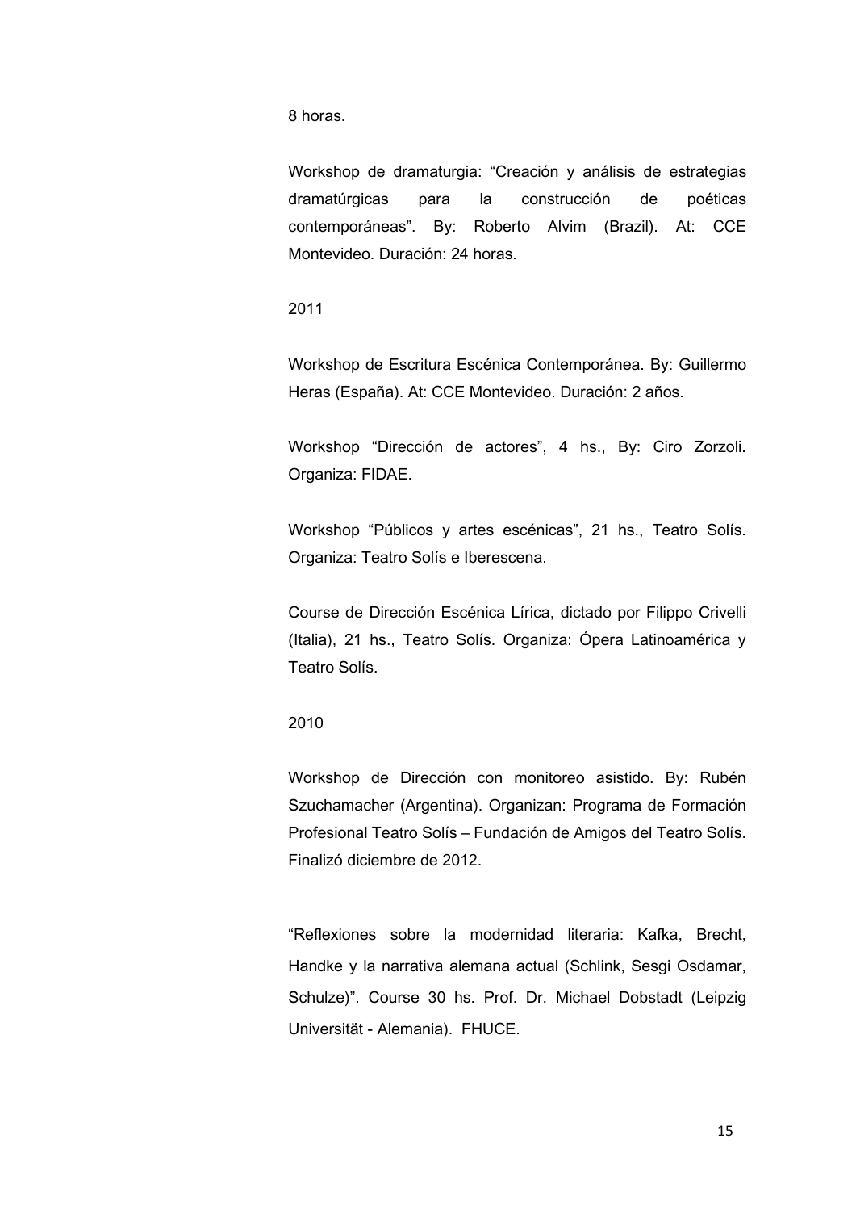8 horas.

Workshop de dramaturgia: “Creación y análisis de estrategias dramatúrgicas para la construcción de poéticas contemporáneas”. By: Roberto Alvim (Brazil). At: CCE Montevideo. Duración: 24 horas.

2011

Workshop de Escritura Escénica Contemporánea. By: Guillermo Heras (España). At: CCE Montevideo. Duración: 2 años.

Workshop “Dirección de actores”, 4 hs., By: Ciro Zorzoli. Organiza: FIDAE.

Workshop “Públicos y artes escénicas”, 21 hs., Teatro Solís. Organiza: Teatro Solís e Iberescena.

Course de Dirección Escénica Lírica, dictado por Filippo Crivelli (Italia), 21 hs., Teatro Solís. Organiza: Ópera Latinoamérica y Teatro Solís.

2010

Workshop de Dirección con monitoreo asistido. By: Rubén Szuchamacher (Argentina). Organizan: Programa de Formación Profesional Teatro Solís – Fundación de Amigos del Teatro Solís. Finalizó diciembre de 2012.

“Reflexiones sobre la modernidad literaria: Kafka, Brecht, Handke y la narrativa alemana actual (Schlink, Sesgi Osdamar, Schulze)”. Course 30 hs. Prof. Dr. Michael Dobstadt (Leipzig Universität - Alemania). FHUCE.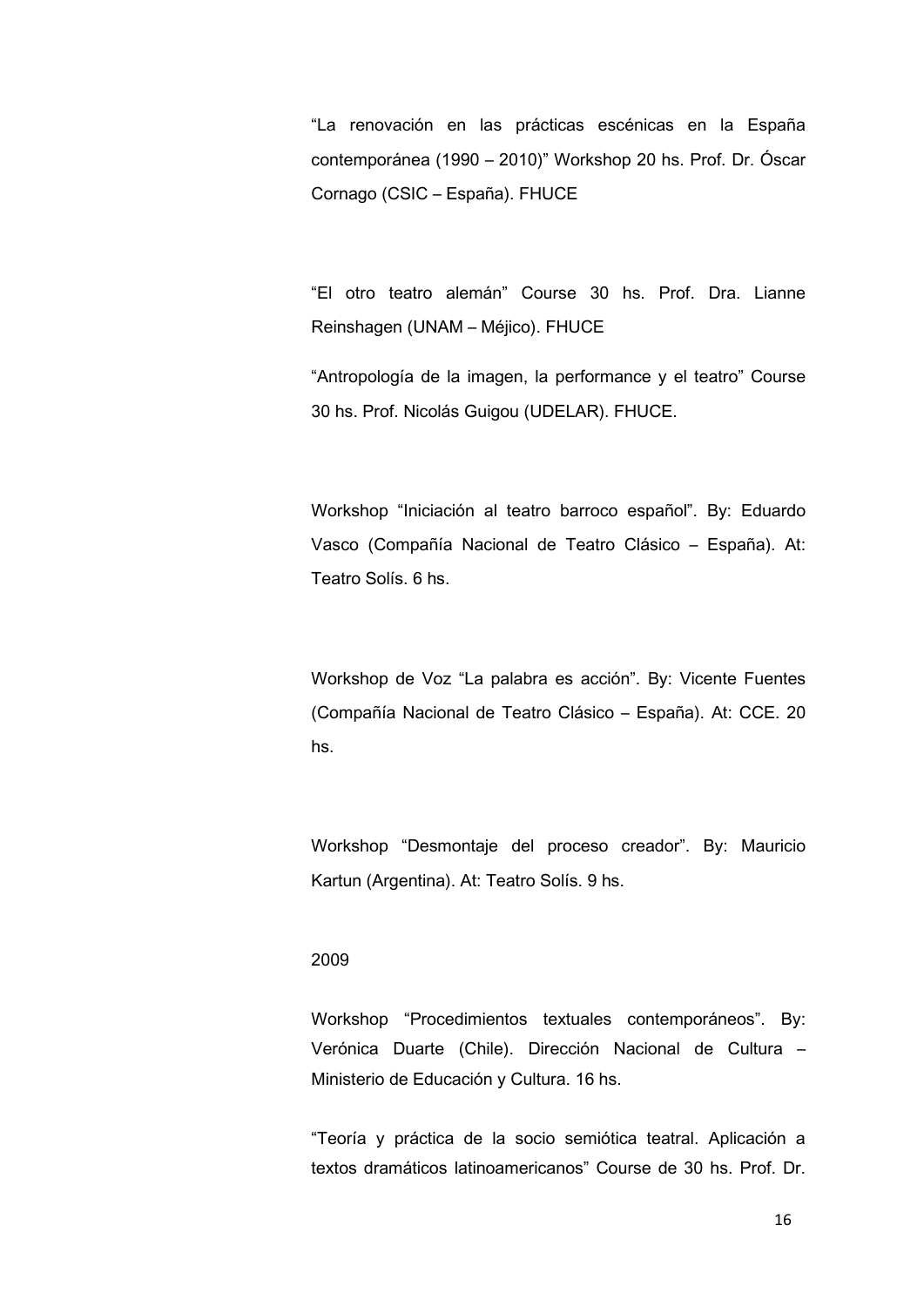“La renovación en las prácticas escénicas en la España contemporánea (1990 – 2010)” Workshop 20 hs. Prof. Dr. Óscar Cornago (CSIC – España). FHUCE

“El otro teatro alemán” Course 30 hs. Prof. Dra. Lianne Reinshagen (UNAM – Méjico). FHUCE

“Antropología de la imagen, la performance y el teatro” Course 30 hs. Prof. Nicolás Guigou (UDELAR). FHUCE.

Workshop “Iniciación al teatro barroco español”. By: Eduardo Vasco (Compañía Nacional de Teatro Clásico – España). At: Teatro Solís. 6 hs.

Workshop de Voz “La palabra es acción”. By: Vicente Fuentes (Compañía Nacional de Teatro Clásico – España). At: CCE. 20 hs.

Workshop “Desmontaje del proceso creador”. By: Mauricio Kartun (Argentina). At: Teatro Solís. 9 hs.

2009

Workshop “Procedimientos textuales contemporáneos”. By: Verónica Duarte (Chile). Dirección Nacional de Cultura – Ministerio de Educación y Cultura. 16 hs.

“Teoría y práctica de la socio semiótica teatral. Aplicación a textos dramáticos latinoamericanos” Course de 30 hs. Prof. Dr.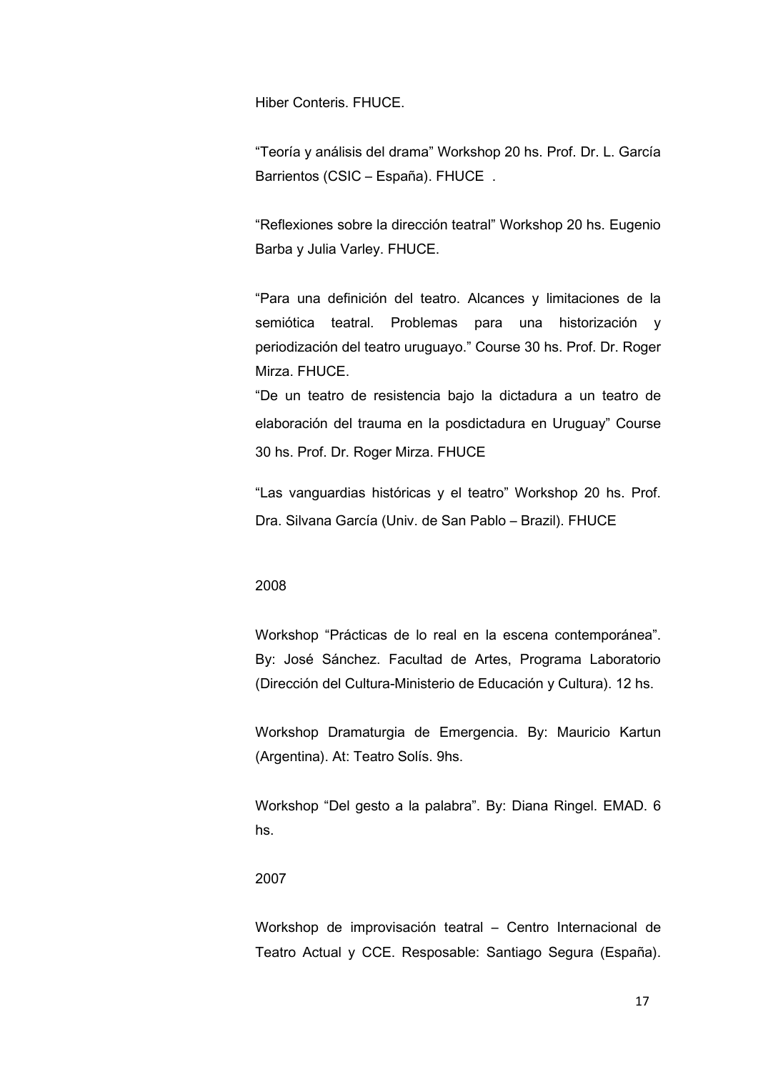Hiber Conteris. FHUCE.

“Teoría y análisis del drama” Workshop 20 hs. Prof. Dr. L. García Barrientos (CSIC – España). FHUCE .

“Reflexiones sobre la dirección teatral” Workshop 20 hs. Eugenio Barba y Julia Varley. FHUCE.

“Para una definición del teatro. Alcances y limitaciones de la semiótica teatral. Problemas para una historización y periodización del teatro uruguayo.” Course 30 hs. Prof. Dr. Roger Mirza. FHUCE.

“De un teatro de resistencia bajo la dictadura a un teatro de elaboración del trauma en la posdictadura en Uruguay” Course 30 hs. Prof. Dr. Roger Mirza. FHUCE

“Las vanguardias históricas y el teatro” Workshop 20 hs. Prof. Dra. Silvana García (Univ. de San Pablo – Brazil). FHUCE

2008

Workshop “Prácticas de lo real en la escena contemporánea”. By: José Sánchez. Facultad de Artes, Programa Laboratorio (Dirección del Cultura-Ministerio de Educación y Cultura). 12 hs.

Workshop Dramaturgia de Emergencia. By: Mauricio Kartun (Argentina). At: Teatro Solís. 9hs.

Workshop “Del gesto a la palabra”. By: Diana Ringel. EMAD. 6 hs.

2007

Workshop de improvisación teatral – Centro Internacional de Teatro Actual y CCE. Resposable: Santiago Segura (España).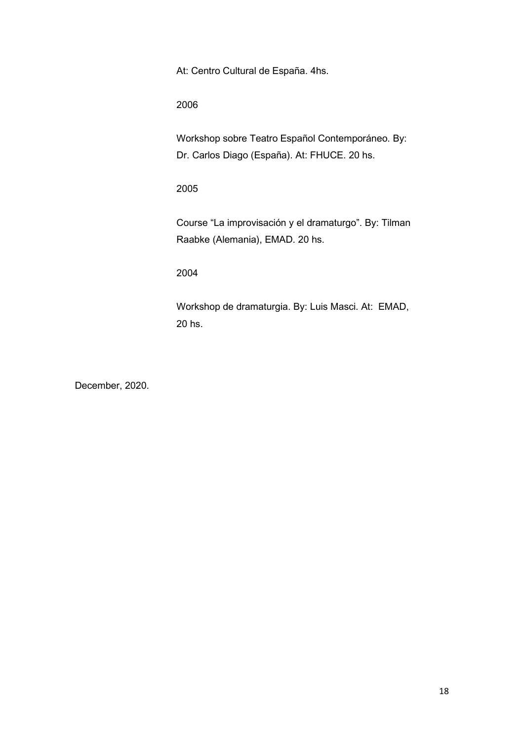At: Centro Cultural de España. 4hs.

2006

Workshop sobre Teatro Español Contemporáneo. By: Dr. Carlos Diago (España). At: FHUCE. 20 hs.

2005

Course "La improvisación y el dramaturgo". By: Tilman Raabke (Alemania), EMAD. 20 hs.

2004

Workshop de dramaturgia. By: Luis Masci. At: EMAD, 20 hs.

December, 2020.